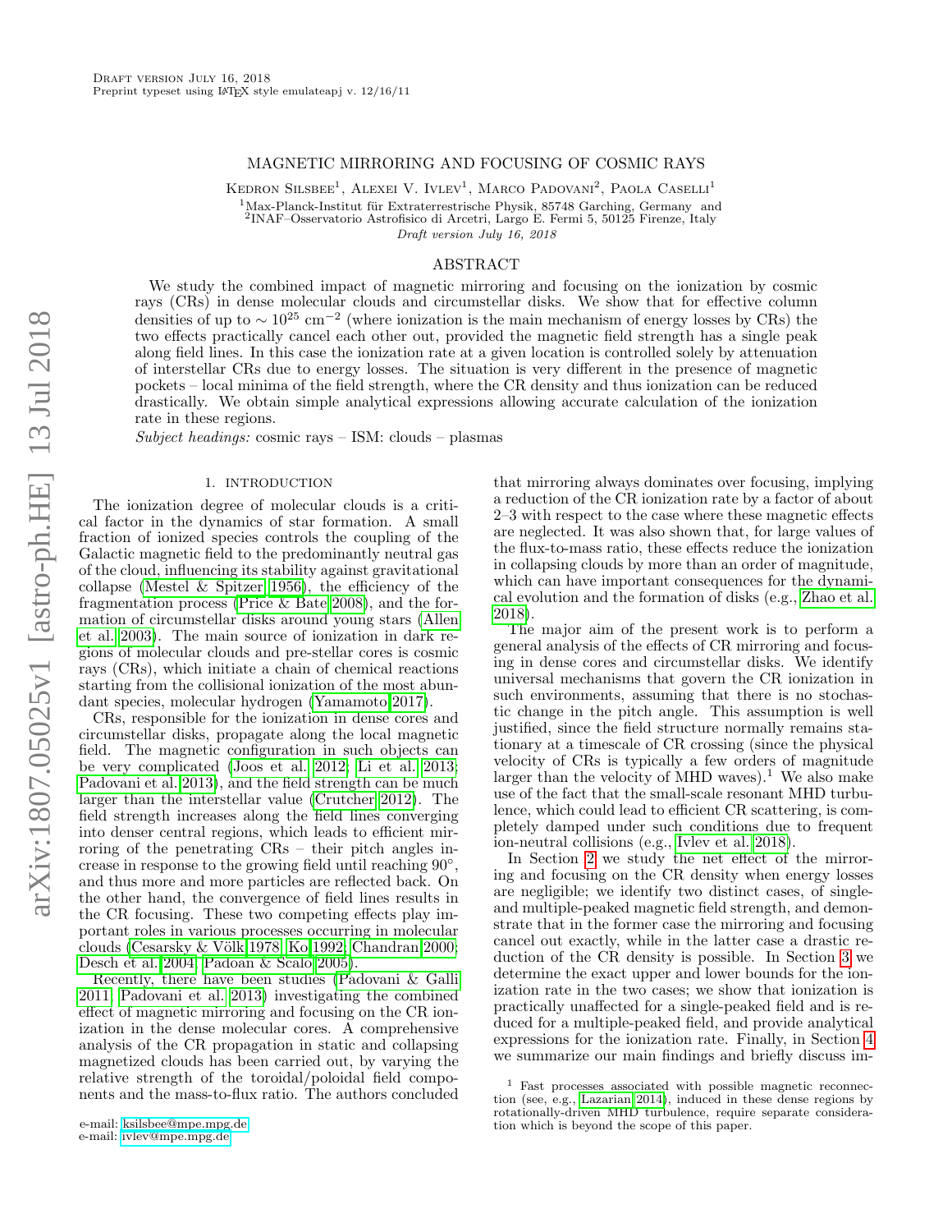Draft version July 16, 2018
Preprint typeset using LaTeX style emulateapj v. 12/16/11

# MAGNETIC MIRRORING AND FOCUSING OF COSMIC RAYS

Kedron Silsbee[1], Alexei V. Ivlev[1], Marco Padovani[2], Paola Caselli[1]

[1]Max-Planck-Institut für Extraterrestrische Physik, 85748 Garching, Germany and
[2]INAF–Osservatorio Astrofisico di Arcetri, Largo E. Fermi 5, 50125 Firenze, Italy

*Draft version July 16, 2018*

## ABSTRACT

We study the combined impact of magnetic mirroring and focusing on the ionization by cosmic rays (CRs) in dense molecular clouds and circumstellar disks. We show that for effective column densities of up to $\sim 10^{25}$ cm$^{-2}$ (where ionization is the main mechanism of energy losses by CRs) the two effects practically cancel each other out, provided the magnetic field strength has a single peak along field lines. In this case the ionization rate at a given location is controlled solely by attenuation of interstellar CRs due to energy losses. The situation is very different in the presence of magnetic pockets – local minima of the field strength, where the CR density and thus ionization can be reduced drastically. We obtain simple analytical expressions allowing accurate calculation of the ionization rate in these regions.

*Subject headings:* cosmic rays – ISM: clouds – plasmas

## 1. INTRODUCTION

The ionization degree of molecular clouds is a critical factor in the dynamics of star formation. A small fraction of ionized species controls the coupling of the Galactic magnetic field to the predominantly neutral gas of the cloud, influencing its stability against gravitational collapse (Mestel & Spitzer 1956), the efficiency of the fragmentation process (Price & Bate 2008), and the formation of circumstellar disks around young stars (Allen et al. 2003). The main source of ionization in dark regions of molecular clouds and pre-stellar cores is cosmic rays (CRs), which initiate a chain of chemical reactions starting from the collisional ionization of the most abundant species, molecular hydrogen (Yamamoto 2017).

CRs, responsible for the ionization in dense cores and circumstellar disks, propagate along the local magnetic field. The magnetic configuration in such objects can be very complicated (Joos et al. 2012; Li et al. 2013; Padovani et al. 2013), and the field strength can be much larger than the interstellar value (Crutcher 2012). The field strength increases along the field lines converging into denser central regions, which leads to efficient mirroring of the penetrating CRs – their pitch angles increase in response to the growing field until reaching 90°, and thus more and more particles are reflected back. On the other hand, the convergence of field lines results in the CR focusing. These two competing effects play important roles in various processes occurring in molecular clouds (Cesarsky & Völk 1978; Ko 1992; Chandran 2000; Desch et al. 2004; Padoan & Scalo 2005).

Recently, there have been studies (Padovani & Galli 2011; Padovani et al. 2013) investigating the combined effect of magnetic mirroring and focusing on the CR ionization in the dense molecular cores. A comprehensive analysis of the CR propagation in static and collapsing magnetized clouds has been carried out, by varying the relative strength of the toroidal/poloidal field components and the mass-to-flux ratio. The authors concluded that mirroring always dominates over focusing, implying a reduction of the CR ionization rate by a factor of about 2–3 with respect to the case where these magnetic effects are neglected. It was also shown that, for large values of the flux-to-mass ratio, these effects reduce the ionization in collapsing clouds by more than an order of magnitude, which can have important consequences for the dynamical evolution and the formation of disks (e.g., Zhao et al. 2018).

The major aim of the present work is to perform a general analysis of the effects of CR mirroring and focusing in dense cores and circumstellar disks. We identify universal mechanisms that govern the CR ionization in such environments, assuming that there is no stochastic change in the pitch angle. This assumption is well justified, since the field structure normally remains stationary at a timescale of CR crossing (since the physical velocity of CRs is typically a few orders of magnitude larger than the velocity of MHD waves).[1] We also make use of the fact that the small-scale resonant MHD turbulence, which could lead to efficient CR scattering, is completely damped under such conditions due to frequent ion-neutral collisions (e.g., Ivlev et al. 2018).

In Section 2 we study the net effect of the mirroring and focusing on the CR density when energy losses are negligible; we identify two distinct cases, of single- and multiple-peaked magnetic field strength, and demonstrate that in the former case the mirroring and focusing cancel out exactly, while in the latter case a drastic reduction of the CR density is possible. In Section 3 we determine the exact upper and lower bounds for the ionization rate in the two cases; we show that ionization is practically unaffected for a single-peaked field and is reduced for a multiple-peaked field, and provide analytical expressions for the ionization rate. Finally, in Section 4 we summarize our main findings and briefly discuss im-

[1] Fast processes associated with possible magnetic reconnection (see, e.g., Lazarian 2014), induced in these dense regions by rotationally-driven MHD turbulence, require separate consideration which is beyond the scope of this paper.

e-mail: ksilsbee@mpe.mpg.de
e-mail: ivlev@mpe.mpg.de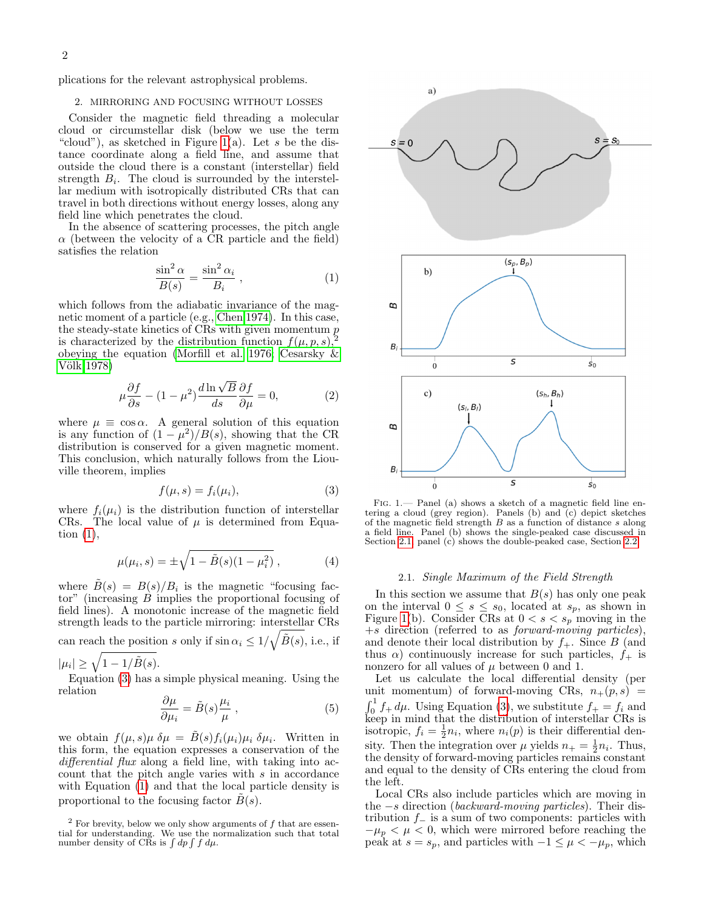plications for the relevant astrophysical problems.

## 2. MIRRORING AND FOCUSING WITHOUT LOSSES

Consider the magnetic field threading a molecular cloud or circumstellar disk (below we use the term "cloud"), as sketched in Figure 1(a). Let $s$ be the distance coordinate along a field line, and assume that outside the cloud there is a constant (interstellar) field strength $B_i$. The cloud is surrounded by the interstellar medium with isotropically distributed CRs that can travel in both directions without energy losses, along any field line which penetrates the cloud.

In the absence of scattering processes, the pitch angle $\alpha$ (between the velocity of a CR particle and the field) satisfies the relation

$$\frac{\sin^2\alpha}{B(s)} = \frac{\sin^2\alpha_i}{B_i}\,, \tag{1}$$

which follows from the adiabatic invariance of the magnetic moment of a particle (e.g., Chen 1974). In this case, the steady-state kinetics of CRs with given momentum $p$ is characterized by the distribution function $f(\mu,p,s)$,[2] obeying the equation (Morfill et al. 1976; Cesarsky & Völk 1978)

$$\mu\frac{\partial f}{\partial s} - (1-\mu^2)\frac{d\ln\sqrt{B}}{ds}\frac{\partial f}{\partial \mu} = 0, \tag{2}$$

where $\mu \equiv \cos\alpha$. A general solution of this equation is any function of $(1-\mu^2)/B(s)$, showing that the CR distribution is conserved for a given magnetic moment. This conclusion, which naturally follows from the Liouville theorem, implies

$$f(\mu,s) = f_i(\mu_i), \tag{3}$$

where $f_i(\mu_i)$ is the distribution function of interstellar CRs. The local value of $\mu$ is determined from Equation (1),

$$\mu(\mu_i,s) = \pm\sqrt{1-\tilde{B}(s)(1-\mu_i^2)}\,, \tag{4}$$

where $\tilde{B}(s) = B(s)/B_i$ is the magnetic "focusing factor" (increasing $B$ implies the proportional focusing of field lines). A monotonic increase of the magnetic field strength leads to the particle mirroring: interstellar CRs can reach the position $s$ only if $\sin\alpha_i \le 1/\sqrt{\tilde{B}(s)}$, i.e., if $|\mu_i| \ge \sqrt{1-1/\tilde{B}(s)}$.

Equation (3) has a simple physical meaning. Using the relation

$$\frac{\partial\mu}{\partial\mu_i} = \tilde{B}(s)\frac{\mu_i}{\mu}\,, \tag{5}$$

we obtain $f(\mu,s)\mu\,\delta\mu = \tilde{B}(s)f_i(\mu_i)\mu_i\,\delta\mu_i$. Written in this form, the equation expresses a conservation of the *differential flux* along a field line, with taking into account that the pitch angle varies with $s$ in accordance with Equation (1) and that the local particle density is proportional to the focusing factor $\tilde{B}(s)$.

[2] For brevity, below we only show arguments of $f$ that are essential for understanding. We use the normalization such that total number density of CRs is $\int dp \int f\, d\mu$.

FIG. 1.— Panel (a) shows a sketch of a magnetic field line entering a cloud (grey region). Panels (b) and (c) depict sketches of the magnetic field strength $B$ as a function of distance $s$ along a field line. Panel (b) shows the single-peaked case discussed in Section 2.1, panel (c) shows the double-peaked case, Section 2.2.

### 2.1. *Single Maximum of the Field Strength*

In this section we assume that $B(s)$ has only one peak on the interval $0 \le s \le s_0$, located at $s_p$, as shown in Figure 1(b). Consider CRs at $0 < s < s_p$ moving in the $+s$ direction (referred to as *forward-moving particles*), and denote their local distribution by $f_+$. Since $B$ (and thus $\alpha$) continuously increase for such particles, $f_+$ is nonzero for all values of $\mu$ between 0 and 1.

Let us calculate the local differential density (per unit momentum) of forward-moving CRs, $n_+(p,s) = \int_0^1 f_+\,d\mu$. Using Equation (3), we substitute $f_+ = f_i$ and keep in mind that the distribution of interstellar CRs is isotropic, $f_i = \frac{1}{2}n_i$, where $n_i(p)$ is their differential density. Then the integration over $\mu$ yields $n_+ = \frac{1}{2}n_i$. Thus, the density of forward-moving particles remains constant and equal to the density of CRs entering the cloud from the left.

Local CRs also include particles which are moving in the $-s$ direction (*backward-moving particles*). Their distribution $f_-$ is a sum of two components: particles with $-\mu_p < \mu < 0$, which were mirrored before reaching the peak at $s = s_p$, and particles with $-1 \le \mu < -\mu_p$, which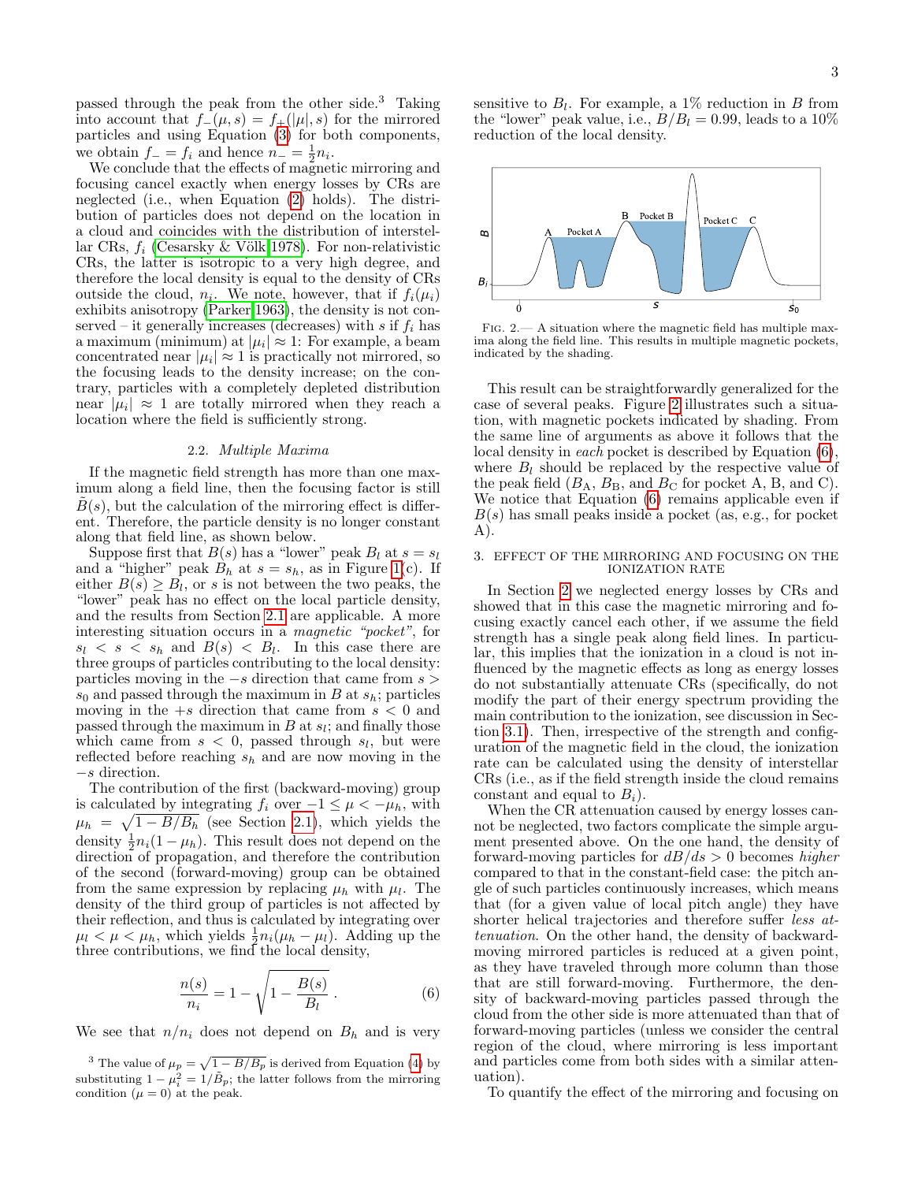passed through the peak from the other side.[3] Taking into account that $f_-(\mu, s) = f_+(|\mu|, s)$ for the mirrored particles and using Equation (3) for both components, we obtain $f_- = f_i$ and hence $n_- = \frac{1}{2}n_i$.

We conclude that the effects of magnetic mirroring and focusing cancel exactly when energy losses by CRs are neglected (i.e., when Equation (2) holds). The distribution of particles does not depend on the location in a cloud and coincides with the distribution of interstellar CRs, $f_i$ (Cesarsky & Völk 1978). For non-relativistic CRs, the latter is isotropic to a very high degree, and therefore the local density is equal to the density of CRs outside the cloud, $n_i$. We note, however, that if $f_i(\mu_i)$ exhibits anisotropy (Parker 1963), the density is not conserved – it generally increases (decreases) with $s$ if $f_i$ has a maximum (minimum) at $|\mu_i| \approx 1$: For example, a beam concentrated near $|\mu_i| \approx 1$ is practically not mirrored, so the focusing leads to the density increase; on the contrary, particles with a completely depleted distribution near $|\mu_i| \approx 1$ are totally mirrored when they reach a location where the field is sufficiently strong.

### 2.2. *Multiple Maxima*

If the magnetic field strength has more than one maximum along a field line, then the focusing factor is still $\tilde{B}(s)$, but the calculation of the mirroring effect is different. Therefore, the particle density is no longer constant along that field line, as shown below.

Suppose first that $B(s)$ has a "lower" peak $B_l$ at $s = s_l$ and a "higher" peak $B_h$ at $s = s_h$, as in Figure 1(c). If either $B(s) \geq B_l$, or $s$ is not between the two peaks, the "lower" peak has no effect on the local particle density, and the results from Section 2.1 are applicable. A more interesting situation occurs in a *magnetic "pocket"*, for $s_l < s < s_h$ and $B(s) < B_l$. In this case there are three groups of particles contributing to the local density: particles moving in the $-s$ direction that came from $s > s_0$ and passed through the maximum in $B$ at $s_h$; particles moving in the $+s$ direction that came from $s < 0$ and passed through the maximum in $B$ at $s_l$; and finally those which came from $s < 0$, passed through $s_l$, but were reflected before reaching $s_h$ and are now moving in the $-s$ direction.

The contribution of the first (backward-moving) group is calculated by integrating $f_i$ over $-1 \leq \mu < -\mu_h$, with $\mu_h = \sqrt{1 - B/B_h}$ (see Section 2.1), which yields the density $\frac{1}{2}n_i(1 - \mu_h)$. This result does not depend on the direction of propagation, and therefore the contribution of the second (forward-moving) group can be obtained from the same expression by replacing $\mu_h$ with $\mu_l$. The density of the third group of particles is not affected by their reflection, and thus is calculated by integrating over $\mu_l < \mu < \mu_h$, which yields $\frac{1}{2}n_i(\mu_h - \mu_l)$. Adding up the three contributions, we find the local density,

$$\frac{n(s)}{n_i} = 1 - \sqrt{1 - \frac{B(s)}{B_l}}\,. \qquad (6)$$

We see that $n/n_i$ does not depend on $B_h$ and is very sensitive to $B_l$. For example, a 1% reduction in $B$ from the "lower" peak value, i.e., $B/B_l = 0.99$, leads to a 10% reduction of the local density.

FIG. 2.— A situation where the magnetic field has multiple maxima along the field line. This results in multiple magnetic pockets, indicated by the shading.

This result can be straightforwardly generalized for the case of several peaks. Figure 2 illustrates such a situation, with magnetic pockets indicated by shading. From the same line of arguments as above it follows that the local density in *each* pocket is described by Equation (6), where $B_l$ should be replaced by the respective value of the peak field ($B_{\rm A}$, $B_{\rm B}$, and $B_{\rm C}$ for pocket A, B, and C). We notice that Equation (6) remains applicable even if $B(s)$ has small peaks inside a pocket (as, e.g., for pocket A).

## 3. EFFECT OF THE MIRRORING AND FOCUSING ON THE IONIZATION RATE

In Section 2 we neglected energy losses by CRs and showed that in this case the magnetic mirroring and focusing exactly cancel each other, if we assume the field strength has a single peak along field lines. In particular, this implies that the ionization in a cloud is not influenced by the magnetic effects as long as energy losses do not substantially attenuate CRs (specifically, do not modify the part of their energy spectrum providing the main contribution to the ionization, see discussion in Section 3.1). Then, irrespective of the strength and configuration of the magnetic field in the cloud, the ionization rate can be calculated using the density of interstellar CRs (i.e., as if the field strength inside the cloud remains constant and equal to $B_i$).

When the CR attenuation caused by energy losses cannot be neglected, two factors complicate the simple argument presented above. On the one hand, the density of forward-moving particles for $dB/ds > 0$ becomes *higher* compared to that in the constant-field case: the pitch angle of such particles continuously increases, which means that (for a given value of local pitch angle) they have shorter helical trajectories and therefore suffer *less attenuation*. On the other hand, the density of backward-moving mirrored particles is reduced at a given point, as they have traveled through more column than those that are still forward-moving. Furthermore, the density of backward-moving particles passed through the cloud from the other side is more attenuated than that of forward-moving particles (unless we consider the central region of the cloud, where mirroring is less important and particles come from both sides with a similar attenuation).

To quantify the effect of the mirroring and focusing on

[3] The value of $\mu_p = \sqrt{1 - B/B_p}$ is derived from Equation (4) by substituting $1 - \mu_i^2 = 1/\tilde{B}_p$; the latter follows from the mirroring condition ($\mu = 0$) at the peak.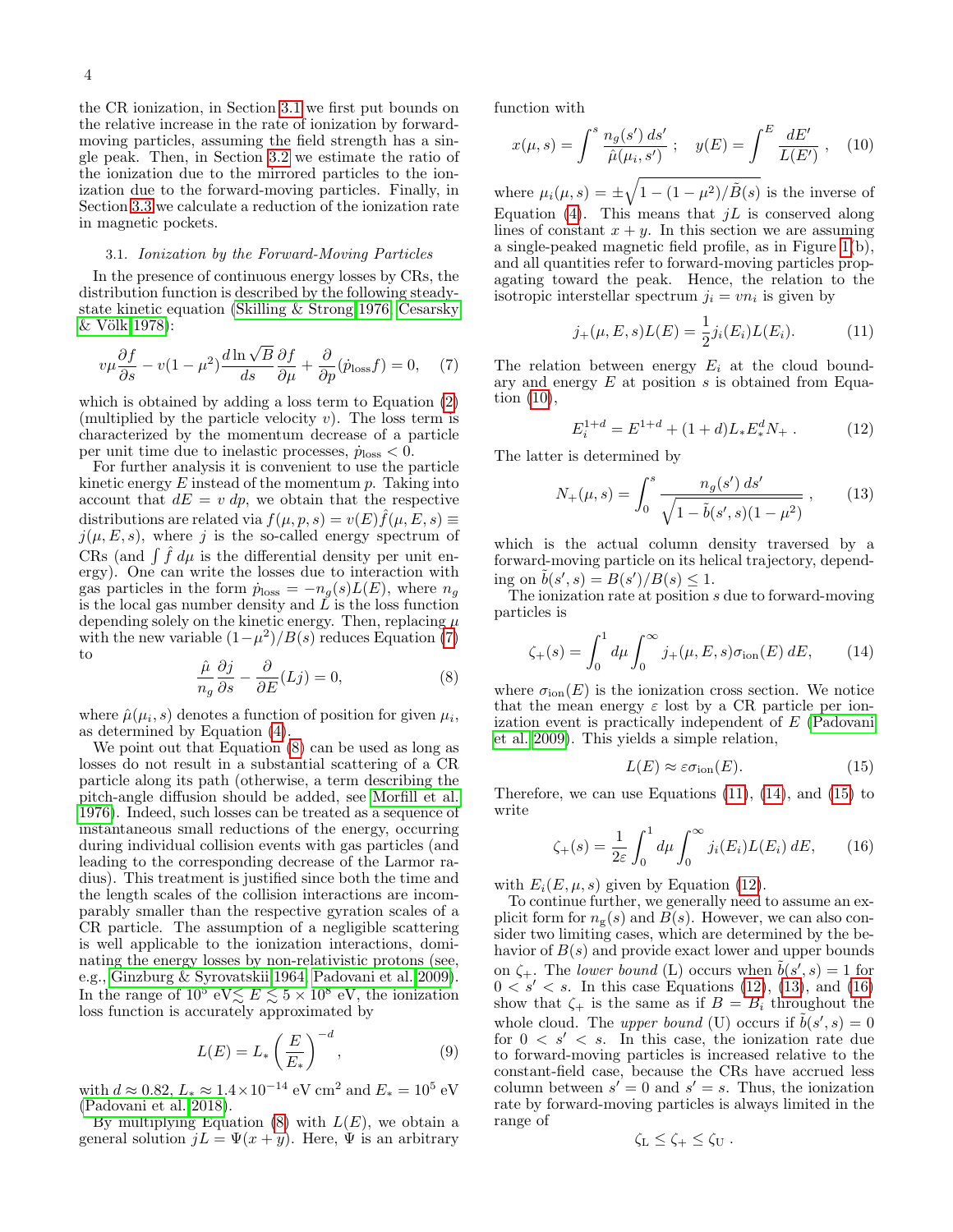the CR ionization, in Section 3.1 we first put bounds on the relative increase in the rate of ionization by forward-moving particles, assuming the field strength has a single peak. Then, in Section 3.2 we estimate the ratio of the ionization due to the mirrored particles to the ionization due to the forward-moving particles. Finally, in Section 3.3 we calculate a reduction of the ionization rate in magnetic pockets.

### 3.1. *Ionization by the Forward-Moving Particles*

In the presence of continuous energy losses by CRs, the distribution function is described by the following steady-state kinetic equation (Skilling & Strong 1976; Cesarsky & Völk 1978):

$$v\mu\frac{\partial f}{\partial s} - v(1-\mu^2)\frac{d\ln\sqrt{B}}{ds}\frac{\partial f}{\partial \mu} + \frac{\partial}{\partial p}(\dot{p}_{\rm loss}f) = 0, \quad (7)$$

which is obtained by adding a loss term to Equation (2) (multiplied by the particle velocity $v$). The loss term is characterized by the momentum decrease of a particle per unit time due to inelastic processes, $\dot{p}_{\rm loss} < 0$.

For further analysis it is convenient to use the particle kinetic energy $E$ instead of the momentum $p$. Taking into account that $dE = v\,dp$, we obtain that the respective distributions are related via $f(\mu,p,s) = v(E)\hat{f}(\mu,E,s) \equiv j(\mu,E,s)$, where $j$ is the so-called energy spectrum of CRs (and $\int \hat{f}\,d\mu$ is the differential density per unit energy). One can write the losses due to interaction with gas particles in the form $\dot{p}_{\rm loss} = -n_g(s)L(E)$, where $n_g$ is the local gas number density and $L$ is the loss function depending solely on the kinetic energy. Then, replacing $\mu$ with the new variable $(1-\mu^2)/B(s)$ reduces Equation (7) to

$$\frac{\hat{\mu}}{n_g}\frac{\partial j}{\partial s} - \frac{\partial}{\partial E}(Lj) = 0, \quad (8)$$

where $\hat{\mu}(\mu_i, s)$ denotes a function of position for given $\mu_i$, as determined by Equation (4).

We point out that Equation (8) can be used as long as losses do not result in a substantial scattering of a CR particle along its path (otherwise, a term describing the pitch-angle diffusion should be added, see Morfill et al. 1976). Indeed, such losses can be treated as a sequence of instantaneous small reductions of the energy, occurring during individual collision events with gas particles (and leading to the corresponding decrease of the Larmor radius). This treatment is justified since both the time and the length scales of the collision interactions are incomparably smaller than the respective gyration scales of a CR particle. The assumption of a negligible scattering is well applicable to the ionization interactions, dominating the energy losses by non-relativistic protons (see, e.g., Ginzburg & Syrovatskii 1964; Padovani et al. 2009). In the range of $10^5$ eV$\lesssim E \lesssim 5\times10^8$ eV, the ionization loss function is accurately approximated by

$$L(E) = L_*\left(\frac{E}{E_*}\right)^{-d}, \quad (9)$$

with $d \approx 0.82$, $L_* \approx 1.4\times10^{-14}$ eV cm$^2$ and $E_* = 10^5$ eV (Padovani et al. 2018).

By multiplying Equation (8) with $L(E)$, we obtain a general solution $jL = \Psi(x+y)$. Here, $\Psi$ is an arbitrary function with

$$x(\mu,s) = \int^s \frac{n_g(s')\,ds'}{\hat{\mu}(\mu_i,s')}\,; \quad y(E) = \int^E \frac{dE'}{L(E')}\,, \quad (10)$$

where $\mu_i(\mu,s) = \pm\sqrt{1-(1-\mu^2)/\tilde{B}(s)}$ is the inverse of Equation (4). This means that $jL$ is conserved along lines of constant $x+y$. In this section we are assuming a single-peaked magnetic field profile, as in Figure 1(b), and all quantities refer to forward-moving particles propagating toward the peak. Hence, the relation to the isotropic interstellar spectrum $j_i = vn_i$ is given by

$$j_+(\mu,E,s)L(E) = \frac{1}{2}j_i(E_i)L(E_i). \quad (11)$$

The relation between energy $E_i$ at the cloud boundary and energy $E$ at position $s$ is obtained from Equation (10),

$$E_i^{1+d} = E^{1+d} + (1+d)L_*E_*^dN_+\,. \quad (12)$$

The latter is determined by

$$N_+(\mu,s) = \int_0^s \frac{n_g(s')\,ds'}{\sqrt{1-\tilde{b}(s',s)(1-\mu^2)}}\,, \quad (13)$$

which is the actual column density traversed by a forward-moving particle on its helical trajectory, depending on $\tilde{b}(s',s) = B(s')/B(s) \le 1$.

The ionization rate at position $s$ due to forward-moving particles is

$$\zeta_+(s) = \int_0^1 d\mu \int_0^\infty j_+(\mu,E,s)\sigma_{\rm ion}(E)\,dE, \quad (14)$$

where $\sigma_{\rm ion}(E)$ is the ionization cross section. We notice that the mean energy $\varepsilon$ lost by a CR particle per ionization event is practically independent of $E$ (Padovani et al. 2009). This yields a simple relation,

$$L(E) \approx \varepsilon\sigma_{\rm ion}(E). \quad (15)$$

Therefore, we can use Equations (11), (14), and (15) to write

$$\zeta_+(s) = \frac{1}{2\varepsilon}\int_0^1 d\mu \int_0^\infty j_i(E_i)L(E_i)\,dE, \quad (16)$$

with $E_i(E,\mu,s)$ given by Equation (12).

To continue further, we generally need to assume an explicit form for $n_{\rm g}(s)$ and $B(s)$. However, we can also consider two limiting cases, which are determined by the behavior of $B(s)$ and provide exact lower and upper bounds on $\zeta_+$. The *lower bound* (L) occurs when $\tilde{b}(s',s) = 1$ for $0 < s' < s$. In this case Equations (12), (13), and (16) show that $\zeta_+$ is the same as if $B = B_i$ throughout the whole cloud. The *upper bound* (U) occurs if $\tilde{b}(s',s) = 0$ for $0 < s' < s$. In this case, the ionization rate due to forward-moving particles is increased relative to the constant-field case, because the CRs have accrued less column between $s' = 0$ and $s' = s$. Thus, the ionization rate by forward-moving particles is always limited in the range of

$$\zeta_{\rm L} \le \zeta_+ \le \zeta_{\rm U}\,.$$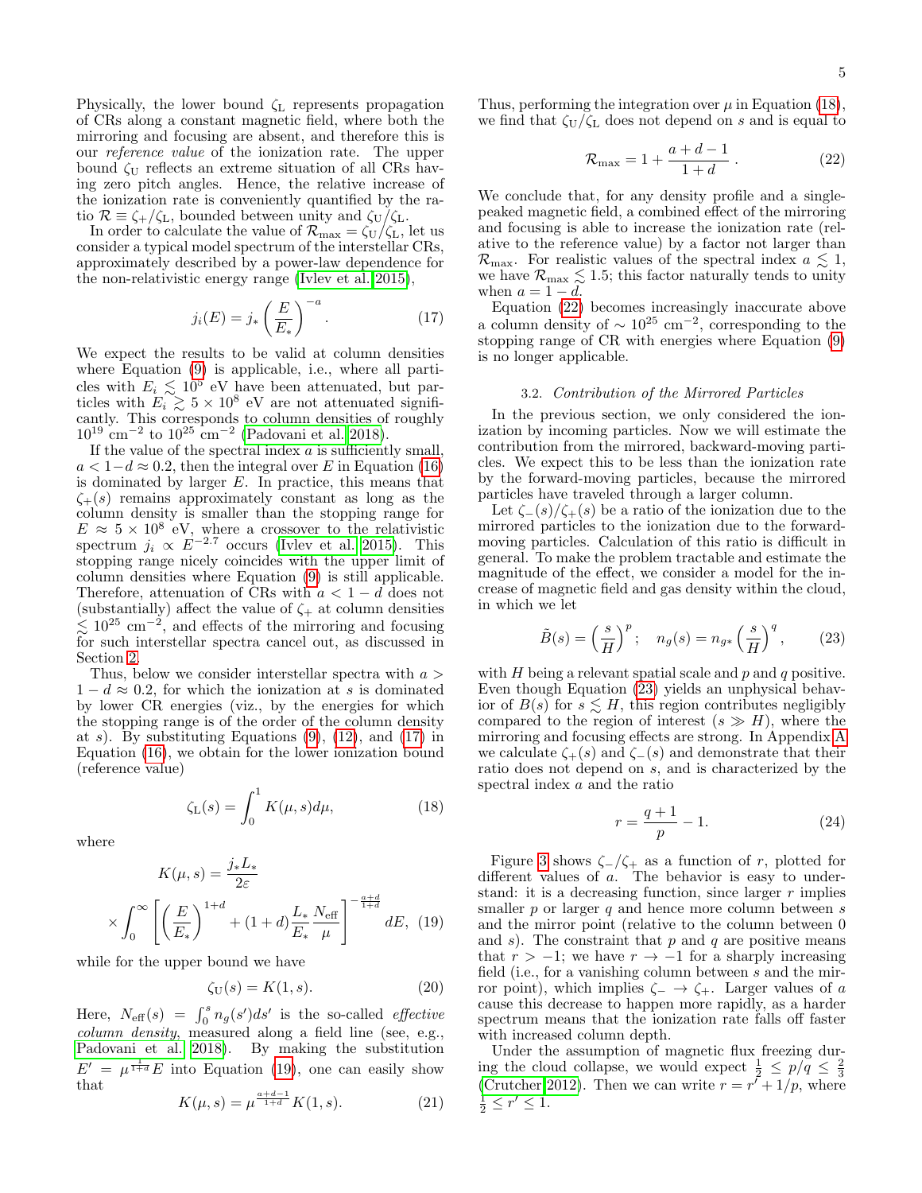Physically, the lower bound $\zeta_{\rm L}$ represents propagation of CRs along a constant magnetic field, where both the mirroring and focusing are absent, and therefore this is our *reference value* of the ionization rate. The upper bound $\zeta_{\rm U}$ reflects an extreme situation of all CRs having zero pitch angles. Hence, the relative increase of the ionization rate is conveniently quantified by the ratio $\mathcal{R} \equiv \zeta_+/\zeta_{\rm L}$, bounded between unity and $\zeta_{\rm U}/\zeta_{\rm L}$.

In order to calculate the value of $\mathcal{R}_{\rm max} = \zeta_{\rm U}/\zeta_{\rm L}$, let us consider a typical model spectrum of the interstellar CRs, approximately described by a power-law dependence for the non-relativistic energy range (Ivlev et al. 2015),

$$j_i(E) = j_* \left(\frac{E}{E_*}\right)^{-a}. \tag{17}$$

We expect the results to be valid at column densities where Equation (9) is applicable, i.e., where all particles with $E_i \lesssim 10^5$ eV have been attenuated, but particles with $E_i \gtrsim 5\times10^8$ eV are not attenuated significantly. This corresponds to column densities of roughly $10^{19}$ cm$^{-2}$ to $10^{25}$ cm$^{-2}$ (Padovani et al. 2018).

If the value of the spectral index $a$ is sufficiently small, $a < 1-d \approx 0.2$, then the integral over $E$ in Equation (16) is dominated by larger $E$. In practice, this means that $\zeta_+(s)$ remains approximately constant as long as the column density is smaller than the stopping range for $E \approx 5\times10^8$ eV, where a crossover to the relativistic spectrum $j_i \propto E^{-2.7}$ occurs (Ivlev et al. 2015). This stopping range nicely coincides with the upper limit of column densities where Equation (9) is still applicable. Therefore, attenuation of CRs with $a < 1-d$ does not (substantially) affect the value of $\zeta_+$ at column densities $\lesssim 10^{25}$ cm$^{-2}$, and effects of the mirroring and focusing for such interstellar spectra cancel out, as discussed in Section 2.

Thus, below we consider interstellar spectra with $a > 1-d \approx 0.2$, for which the ionization at $s$ is dominated by lower CR energies (viz., by the energies for which the stopping range is of the order of the column density at $s$). By substituting Equations (9), (12), and (17) in Equation (16), we obtain for the lower ionization bound (reference value)

$$\zeta_{\rm L}(s) = \int_0^1 K(\mu, s)d\mu, \tag{18}$$

where

$$K(\mu,s) = \frac{j_* L_*}{2\varepsilon} \times \int_0^\infty \left[\left(\frac{E}{E_*}\right)^{1+d} + (1+d)\frac{L_*}{E_*}\frac{N_{\rm eff}}{\mu}\right]^{-\frac{a+d}{1+d}} dE, \tag{19}$$

while for the upper bound we have

$$\zeta_{\rm U}(s) = K(1,s). \tag{20}$$

Here, $N_{\rm eff}(s) = \int_0^s n_g(s')ds'$ is the so-called *effective column density*, measured along a field line (see, e.g., Padovani et al. 2018). By making the substitution $E' = \mu^{\frac{1}{1+d}}E$ into Equation (19), one can easily show that

$$K(\mu,s) = \mu^{\frac{a+d-1}{1+d}} K(1,s). \tag{21}$$

Thus, performing the integration over $\mu$ in Equation (18), we find that $\zeta_{\rm U}/\zeta_{\rm L}$ does not depend on $s$ and is equal to

$$\mathcal{R}_{\rm max} = 1 + \frac{a+d-1}{1+d}. \tag{22}$$

We conclude that, for any density profile and a single-peaked magnetic field, a combined effect of the mirroring and focusing is able to increase the ionization rate (relative to the reference value) by a factor not larger than $\mathcal{R}_{\rm max}$. For realistic values of the spectral index $a \lesssim 1$, we have $\mathcal{R}_{\rm max} \lesssim 1.5$; this factor naturally tends to unity when $a = 1-d$.

Equation (22) becomes increasingly inaccurate above a column density of $\sim 10^{25}$ cm$^{-2}$, corresponding to the stopping range of CR with energies where Equation (9) is no longer applicable.

### 3.2. *Contribution of the Mirrored Particles*

In the previous section, we only considered the ionization by incoming particles. Now we will estimate the contribution from the mirrored, backward-moving particles. We expect this to be less than the ionization rate by the forward-moving particles, because the mirrored particles have traveled through a larger column.

Let $\zeta_-(s)/\zeta_+(s)$ be a ratio of the ionization due to the mirrored particles to the ionization due to the forward-moving particles. Calculation of this ratio is difficult in general. To make the problem tractable and estimate the magnitude of the effect, we consider a model for the increase of magnetic field and gas density within the cloud, in which we let

$$\tilde{B}(s) = \left(\frac{s}{H}\right)^p; \quad n_g(s) = n_{g*}\left(\frac{s}{H}\right)^q, \tag{23}$$

with $H$ being a relevant spatial scale and $p$ and $q$ positive. Even though Equation (23) yields an unphysical behavior of $B(s)$ for $s \lesssim H$, this region contributes negligibly compared to the region of interest ($s \gg H$), where the mirroring and focusing effects are strong. In Appendix A we calculate $\zeta_+(s)$ and $\zeta_-(s)$ and demonstrate that their ratio does not depend on $s$, and is characterized by the spectral index $a$ and the ratio

$$r = \frac{q+1}{p} - 1. \tag{24}$$

Figure 3 shows $\zeta_-/\zeta_+$ as a function of $r$, plotted for different values of $a$. The behavior is easy to understand: it is a decreasing function, since larger $r$ implies smaller $p$ or larger $q$ and hence more column between $s$ and the mirror point (relative to the column between 0 and $s$). The constraint that $p$ and $q$ are positive means that $r > -1$; we have $r \to -1$ for a sharply increasing field (i.e., for a vanishing column between $s$ and the mirror point), which implies $\zeta_- \to \zeta_+$. Larger values of $a$ cause this decrease to happen more rapidly, as a harder spectrum means that the ionization rate falls off faster with increased column depth.

Under the assumption of magnetic flux freezing during the cloud collapse, we would expect $\frac{1}{2} \le p/q \le \frac{2}{3}$ (Crutcher 2012). Then we can write $r = r' + 1/p$, where $\frac{1}{2} \le r' \le 1$.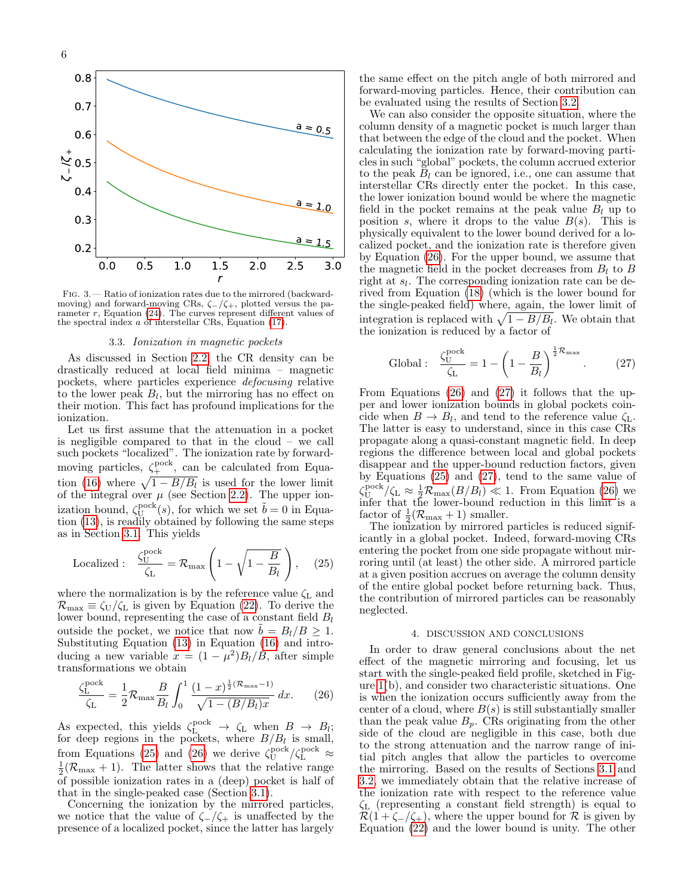FIG. 3.— Ratio of ionization rates due to the mirrored (backward-moving) and forward-moving CRs, $\zeta_-/\zeta_+$, plotted versus the parameter $r$, Equation (24). The curves represent different values of the spectral index $a$ of interstellar CRs, Equation (17).

### 3.3. *Ionization in magnetic pockets*

As discussed in Section 2.2, the CR density can be drastically reduced at local field minima – magnetic pockets, where particles experience *defocusing* relative to the lower peak $B_l$, but the mirroring has no effect on their motion. This fact has profound implications for the ionization.

Let us first assume that the attenuation in a pocket is negligible compared to that in the cloud – we call such pockets "localized". The ionization rate by forward-moving particles, $\zeta_+^{\rm pock}$, can be calculated from Equation (16) where $\sqrt{1-B/B_l}$ is used for the lower limit of the integral over $\mu$ (see Section 2.2). The upper ionization bound, $\zeta_{\rm U}^{\rm pock}(s)$, for which we set $\tilde{b}=0$ in Equation (13), is readily obtained by following the same steps as in Section 3.1. This yields

$$
\text{Localized}: \quad \frac{\zeta_{\rm U}^{\rm pock}}{\zeta_{\rm L}} = \mathcal{R}_{\max}\left(1-\sqrt{1-\frac{B}{B_l}}\right), \tag{25}
$$

where the normalization is by the reference value $\zeta_{\rm L}$ and $\mathcal{R}_{\max} \equiv \zeta_{\rm U}/\zeta_{\rm L}$ is given by Equation (22). To derive the lower bound, representing the case of a constant field $B_l$ outside the pocket, we notice that now $\tilde{b}=B_l/B \geq 1$. Substituting Equation (13) in Equation (16) and introducing a new variable $x=(1-\mu^2)B_l/B$, after simple transformations we obtain

$$
\frac{\zeta_{\rm L}^{\rm pock}}{\zeta_{\rm L}} = \frac{1}{2}\mathcal{R}_{\max}\frac{B}{B_l}\int_0^1 \frac{(1-x)^{\frac{1}{2}(\mathcal{R}_{\max}-1)}}{\sqrt{1-(B/B_l)x}}\,dx. \tag{26}
$$

As expected, this yields $\zeta_{\rm L}^{\rm pock} \to \zeta_{\rm L}$ when $B \to B_l$; for deep regions in the pockets, where $B/B_l$ is small, from Equations (25) and (26) we derive $\zeta_{\rm U}^{\rm pock}/\zeta_{\rm L}^{\rm pock} \approx \frac{1}{2}(\mathcal{R}_{\max}+1)$. The latter shows that the relative range of possible ionization rates in a (deep) pocket is half of that in the single-peaked case (Section 3.1).

Concerning the ionization by the mirrored particles, we notice that the value of $\zeta_-/\zeta_+$ is unaffected by the presence of a localized pocket, since the latter has largely the same effect on the pitch angle of both mirrored and forward-moving particles. Hence, their contribution can be evaluated using the results of Section 3.2.

We can also consider the opposite situation, where the column density of a magnetic pocket is much larger than that between the edge of the cloud and the pocket. When calculating the ionization rate by forward-moving particles in such "global" pockets, the column accrued exterior to the peak $B_l$ can be ignored, i.e., one can assume that interstellar CRs directly enter the pocket. In this case, the lower ionization bound would be where the magnetic field in the pocket remains at the peak value $B_l$ up to position $s$, where it drops to the value $B(s)$. This is physically equivalent to the lower bound derived for a localized pocket, and the ionization rate is therefore given by Equation (26). For the upper bound, we assume that the magnetic field in the pocket decreases from $B_l$ to $B$ right at $s_l$. The corresponding ionization rate can be derived from Equation (18) (which is the lower bound for the single-peaked field) where, again, the lower limit of integration is replaced with $\sqrt{1-B/B_l}$. We obtain that the ionization is reduced by a factor of

$$
\text{Global}: \quad \frac{\zeta_{\rm U}^{\rm pock}}{\zeta_{\rm L}} = 1-\left(1-\frac{B}{B_l}\right)^{\frac{1}{2}\mathcal{R}_{\max}}. \tag{27}
$$

From Equations (26) and (27) it follows that the upper and lower ionization bounds in global pockets coincide when $B \to B_l$, and tend to the reference value $\zeta_{\rm L}$. The latter is easy to understand, since in this case CRs propagate along a quasi-constant magnetic field. In deep regions the difference between local and global pockets disappear and the upper-bound reduction factors, given by Equations (25) and (27), tend to the same value of $\zeta_{\rm U}^{\rm pock}/\zeta_{\rm L} \approx \frac{1}{2}\mathcal{R}_{\max}(B/B_l) \ll 1$. From Equation (26) we infer that the lower-bound reduction in this limit is a factor of $\frac{1}{2}(\mathcal{R}_{\max}+1)$ smaller.

The ionization by mirrored particles is reduced significantly in a global pocket. Indeed, forward-moving CRs entering the pocket from one side propagate without mirroring until (at least) the other side. A mirrored particle at a given position accrues on average the column density of the entire global pocket before returning back. Thus, the contribution of mirrored particles can be reasonably neglected.

## 4. DISCUSSION AND CONCLUSIONS

In order to draw general conclusions about the net effect of the magnetic mirroring and focusing, let us start with the single-peaked field profile, sketched in Figure 1(b), and consider two characteristic situations. One is when the ionization occurs sufficiently away from the center of a cloud, where $B(s)$ is still substantially smaller than the peak value $B_p$. CRs originating from the other side of the cloud are negligible in this case, both due to the strong attenuation and the narrow range of initial pitch angles that allow the particles to overcome the mirroring. Based on the results of Sections 3.1 and 3.2, we immediately obtain that the relative increase of the ionization rate with respect to the reference value $\zeta_{\rm L}$ (representing a constant field strength) is equal to $\mathcal{R}(1+\zeta_-/\zeta_+)$, where the upper bound for $\mathcal{R}$ is given by Equation (22) and the lower bound is unity. The other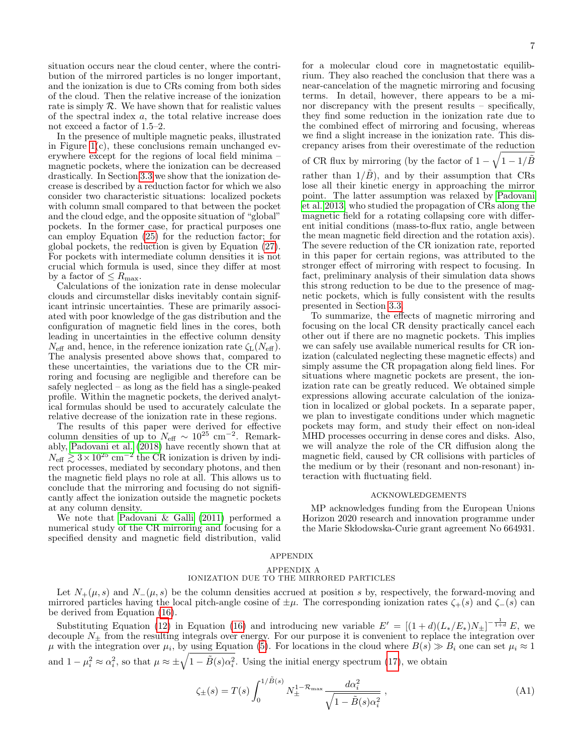situation occurs near the cloud center, where the contribution of the mirrored particles is no longer important, and the ionization is due to CRs coming from both sides of the cloud. Then the relative increase of the ionization rate is simply $\mathcal{R}$. We have shown that for realistic values of the spectral index $a$, the total relative increase does not exceed a factor of 1.5–2.

In the presence of multiple magnetic peaks, illustrated in Figure 1(c), these conclusions remain unchanged everywhere except for the regions of local field minima – magnetic pockets, where the ionization can be decreased drastically. In Section 3.3 we show that the ionization decrease is described by a reduction factor for which we also consider two characteristic situations: localized pockets with column small compared to that between the pocket and the cloud edge, and the opposite situation of "global" pockets. In the former case, for practical purposes one can employ Equation (25) for the reduction factor; for global pockets, the reduction is given by Equation (27). For pockets with intermediate column densities it is not crucial which formula is used, since they differ at most by a factor of $\leq R_{\rm max}$.

Calculations of the ionization rate in dense molecular clouds and circumstellar disks inevitably contain significant intrinsic uncertainties. These are primarily associated with poor knowledge of the gas distribution and the configuration of magnetic field lines in the cores, both leading in uncertainties in the effective column density $N_{\rm eff}$ and, hence, in the reference ionization rate $\zeta_{\rm L}(N_{\rm eff})$. The analysis presented above shows that, compared to these uncertainties, the variations due to the CR mirroring and focusing are negligible and therefore can be safely neglected – as long as the field has a single-peaked profile. Within the magnetic pockets, the derived analytical formulas should be used to accurately calculate the relative decrease of the ionization rate in these regions.

The results of this paper were derived for effective column densities of up to $N_{\rm eff} \sim 10^{25}$ cm$^{-2}$. Remarkably, Padovani et al. (2018) have recently shown that at $N_{\rm eff} \gtrsim 3\times10^{25}$ cm$^{-2}$ the CR ionization is driven by indirect processes, mediated by secondary photons, and then the magnetic field plays no role at all. This allows us to conclude that the mirroring and focusing do not significantly affect the ionization outside the magnetic pockets at any column density.

We note that Padovani & Galli (2011) performed a numerical study of the CR mirroring and focusing for a specified density and magnetic field distribution, valid for a molecular cloud core in magnetostatic equilibrium. They also reached the conclusion that there was a near-cancelation of the magnetic mirroring and focusing terms. In detail, however, there appears to be a minor discrepancy with the present results – specifically, they find some reduction in the ionization rate due to the combined effect of mirroring and focusing, whereas we find a slight increase in the ionization rate. This discrepancy arises from their overestimate of the reduction of CR flux by mirroring (by the factor of $1-\sqrt{1-1/\tilde{B}}$ rather than $1/\tilde{B}$), and by their assumption that CRs lose all their kinetic energy in approaching the mirror point. The latter assumption was relaxed by Padovani et al. 2013, who studied the propagation of CRs along the magnetic field for a rotating collapsing core with different initial conditions (mass-to-flux ratio, angle between the mean magnetic field direction and the rotation axis). The severe reduction of the CR ionization rate, reported in this paper for certain regions, was attributed to the stronger effect of mirroring with respect to focusing. In fact, preliminary analysis of their simulation data shows this strong reduction to be due to the presence of magnetic pockets, which is fully consistent with the results presented in Section 3.3.

To summarize, the effects of magnetic mirroring and focusing on the local CR density practically cancel each other out if there are no magnetic pockets. This implies we can safely use available numerical results for CR ionization (calculated neglecting these magnetic effects) and simply assume the CR propagation along field lines. For situations where magnetic pockets are present, the ionization rate can be greatly reduced. We obtained simple expressions allowing accurate calculation of the ionization in localized or global pockets. In a separate paper, we plan to investigate conditions under which magnetic pockets may form, and study their effect on non-ideal MHD processes occurring in dense cores and disks. Also, we will analyze the role of the CR diffusion along the magnetic field, caused by CR collisions with particles of the medium or by their (resonant and non-resonant) interaction with fluctuating field.

## ACKNOWLEDGEMENTS

MP acknowledges funding from the European Unions Horizon 2020 research and innovation programme under the Marie Skłodowska-Curie grant agreement No 664931.

# APPENDIX

## APPENDIX A
## IONIZATION DUE TO THE MIRRORED PARTICLES

Let $N_{+}(\mu,s)$ and $N_{-}(\mu,s)$ be the column densities accrued at position $s$ by, respectively, the forward-moving and mirrored particles having the local pitch-angle cosine of $\pm\mu$. The corresponding ionization rates $\zeta_{+}(s)$ and $\zeta_{-}(s)$ can be derived from Equation (16).

Substituting Equation (12) in Equation (16) and introducing new variable $E' = [(1+d)(L_*/E_*)N_{\pm}]^{-\frac{1}{1+d}}E$, we decouple $N_{\pm}$ from the resulting integrals over energy. For our purpose it is convenient to replace the integration over $\mu$ with the integration over $\mu_i$, by using Equation (5). For locations in the cloud where $B(s)\gg B_i$ one can set $\mu_i\approx1$ and $1-\mu_i^2\approx\alpha_i^2$, so that $\mu\approx\pm\sqrt{1-\tilde{B}(s)\alpha_i^2}$. Using the initial energy spectrum (17), we obtain

$$\zeta_{\pm}(s) = T(s)\int_0^{1/\tilde{B}(s)} N_{\pm}^{1-\mathcal{R}_{\rm max}}\frac{d\alpha_i^2}{\sqrt{1-\tilde{B}(s)\alpha_i^2}}\;, \tag{A1}$$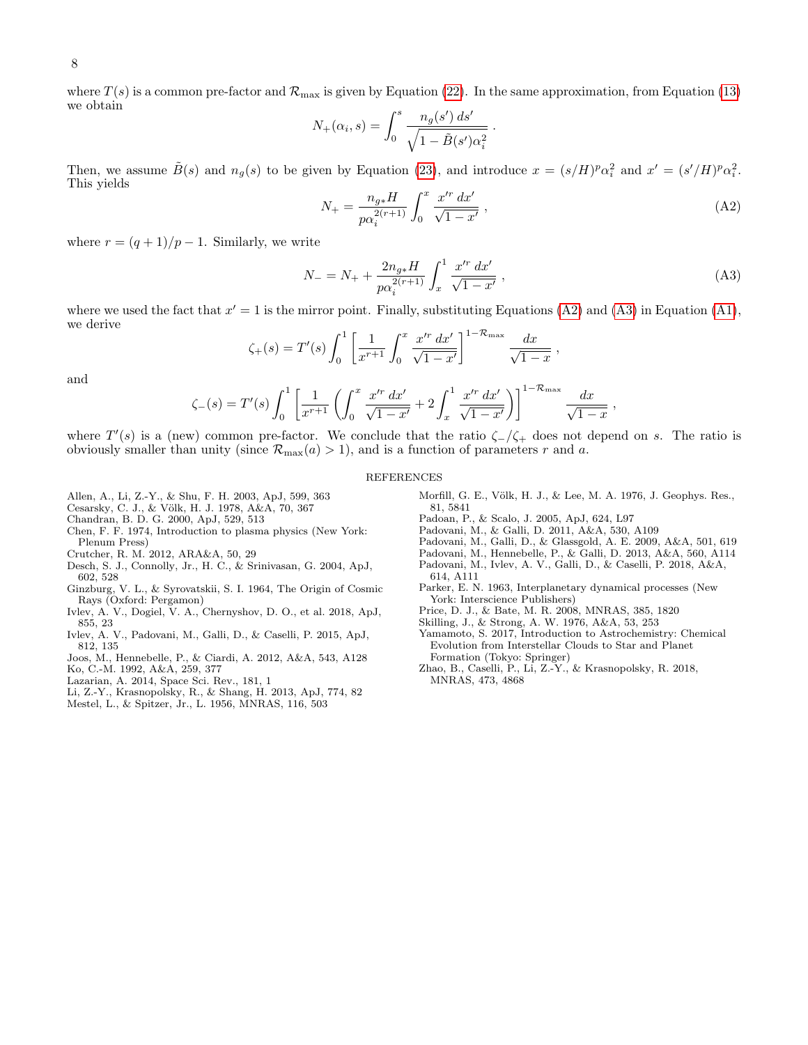where $T(s)$ is a common pre-factor and $\mathcal{R}_{\max}$ is given by Equation (22). In the same approximation, from Equation (13) we obtain

$$N_+(\alpha_i, s) = \int_0^s \frac{n_g(s')\, ds'}{\sqrt{1 - \tilde{B}(s')\alpha_i^2}} \ .$$

Then, we assume $\tilde{B}(s)$ and $n_g(s)$ to be given by Equation (23), and introduce $x = (s/H)^p \alpha_i^2$ and $x' = (s'/H)^p \alpha_i^2$. This yields

$$N_+ = \frac{n_{g*} H}{p \alpha_i^{2(r+1)}} \int_0^x \frac{x'^r\, dx'}{\sqrt{1-x'}} \ , \tag{A2}$$

where $r = (q+1)/p - 1$. Similarly, we write

$$N_- = N_+ + \frac{2 n_{g*} H}{p \alpha_i^{2(r+1)}} \int_x^1 \frac{x'^r\, dx'}{\sqrt{1-x'}} \ , \tag{A3}$$

where we used the fact that $x' = 1$ is the mirror point. Finally, substituting Equations (A2) and (A3) in Equation (A1), we derive

$$\zeta_+(s) = T'(s) \int_0^1 \left[ \frac{1}{x^{r+1}} \int_0^x \frac{x'^r\, dx'}{\sqrt{1-x'}} \right]^{1-\mathcal{R}_{\max}} \frac{dx}{\sqrt{1-x}} \ ,$$

and

$$\zeta_-(s) = T'(s) \int_0^1 \left[ \frac{1}{x^{r+1}} \left( \int_0^x \frac{x'^r\, dx'}{\sqrt{1-x'}} + 2 \int_x^1 \frac{x'^r\, dx'}{\sqrt{1-x'}} \right) \right]^{1-\mathcal{R}_{\max}} \frac{dx}{\sqrt{1-x}} \ ,$$

where $T'(s)$ is a (new) common pre-factor. We conclude that the ratio $\zeta_-/\zeta_+$ does not depend on $s$. The ratio is obviously smaller than unity (since $\mathcal{R}_{\max}(a) > 1$), and is a function of parameters $r$ and $a$.

## REFERENCES

Allen, A., Li, Z.-Y., & Shu, F. H. 2003, ApJ, 599, 363

Cesarsky, C. J., & Völk, H. J. 1978, A&A, 70, 367

Chandran, B. D. G. 2000, ApJ, 529, 513

Chen, F. F. 1974, Introduction to plasma physics (New York: Plenum Press)

Crutcher, R. M. 2012, ARA&A, 50, 29

Desch, S. J., Connolly, Jr., H. C., & Srinivasan, G. 2004, ApJ, 602, 528

Ginzburg, V. L., & Syrovatskii, S. I. 1964, The Origin of Cosmic Rays (Oxford: Pergamon)

Ivlev, A. V., Dogiel, V. A., Chernyshov, D. O., et al. 2018, ApJ, 855, 23

Ivlev, A. V., Padovani, M., Galli, D., & Caselli, P. 2015, ApJ, 812, 135

Joos, M., Hennebelle, P., & Ciardi, A. 2012, A&A, 543, A128

Ko, C.-M. 1992, A&A, 259, 377

Lazarian, A. 2014, Space Sci. Rev., 181, 1

Li, Z.-Y., Krasnopolsky, R., & Shang, H. 2013, ApJ, 774, 82

Mestel, L., & Spitzer, Jr., L. 1956, MNRAS, 116, 503

Morfill, G. E., Völk, H. J., & Lee, M. A. 1976, J. Geophys. Res., 81, 5841

Padoan, P., & Scalo, J. 2005, ApJ, 624, L97

Padovani, M., & Galli, D. 2011, A&A, 530, A109

Padovani, M., Galli, D., & Glassgold, A. E. 2009, A&A, 501, 619

Padovani, M., Hennebelle, P., & Galli, D. 2013, A&A, 560, A114

Padovani, M., Ivlev, A. V., Galli, D., & Caselli, P. 2018, A&A, 614, A111

Parker, E. N. 1963, Interplanetary dynamical processes (New York: Interscience Publishers)

Price, D. J., & Bate, M. R. 2008, MNRAS, 385, 1820

Skilling, J., & Strong, A. W. 1976, A&A, 53, 253

Yamamoto, S. 2017, Introduction to Astrochemistry: Chemical Evolution from Interstellar Clouds to Star and Planet Formation (Tokyo: Springer)

Zhao, B., Caselli, P., Li, Z.-Y., & Krasnopolsky, R. 2018, MNRAS, 473, 4868